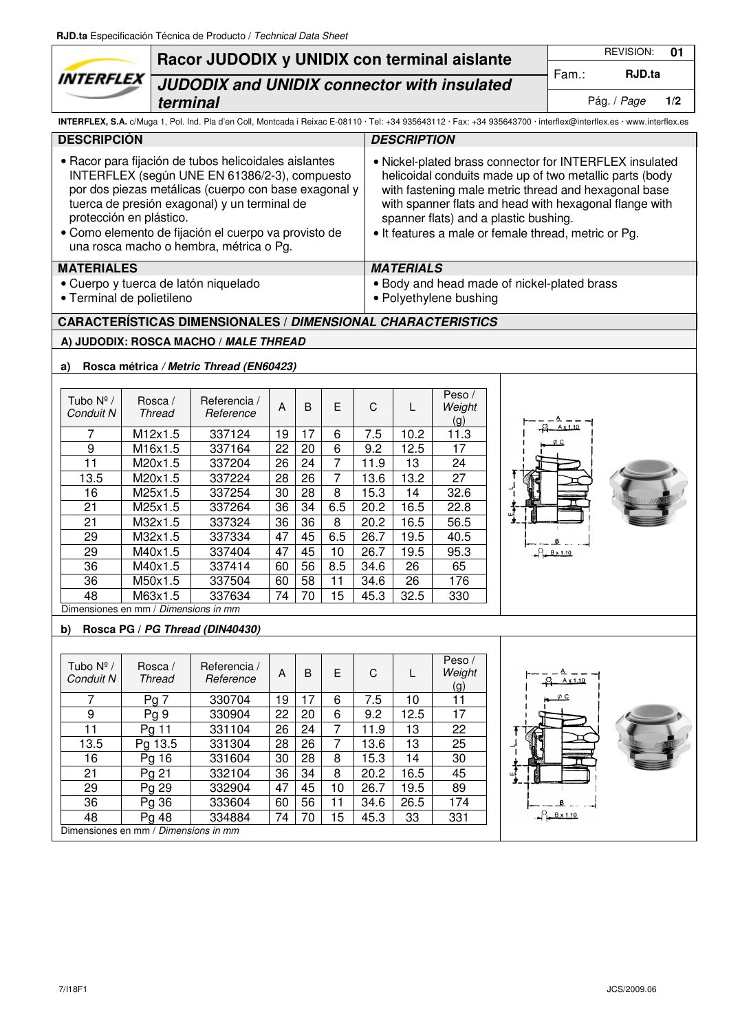RJD.ta Especificación Técnica de Producto / *Technical Data Sheet*

# Racor JUDODIX y UNIDIX con terminal aislante

## *JUDODIX and UNIDIX connector with insulated terminal*

REVISION: 01
Fam.: RJD.ta

**INTERFLEX, S.A.** c/Muga 1, Pol. Ind. Pla d'en Coll, Montcada i Reixac E-08110 · Tel: +34 935643112 · Fax: +34 935643700 · interflex@interflex.es · www.interflex.es

## DESCRIPCIÓN

- Racor para fijación de tubos helicoidales aislantes INTERFLEX (según UNE EN 61386/2-3), compuesto por dos piezas metálicas (cuerpo con base exagonal y tuerca de presión exagonal) y un terminal de protección en plástico.
- Como elemento de fijación el cuerpo va provisto de una rosca macho o hembra, métrica o Pg.

## *DESCRIPTION*

- Nickel-plated brass connector for INTERFLEX insulated helicoidal conduits made up of two metallic parts (body with fastening male metric thread and hexagonal base with spanner flats and head with hexagonal flange with spanner flats) and a plastic bushing.
- It features a male or female thread, metric or Pg.

## MATERIALES

- Cuerpo y tuerca de latón niquelado
- Terminal de polietileno

## *MATERIALS*

- Body and head made of nickel-plated brass
- Polyethylene bushing

## CARACTERÍSTICAS DIMENSIONALES / *DIMENSIONAL CHARACTERISTICS*

### A) JUDODIX: ROSCA MACHO / *MALE THREAD*

#### a) Rosca métrica / *Metric Thread (EN60423)*

| Tubo Nº / *Conduit N* | Rosca / *Thread* | Referencia / *Reference* | A | B | E | C | L | Peso / *Weight* (g) |
|---|---|---|---|---|---|---|---|---|
| 7 | M12x1.5 | 337124 | 19 | 17 | 6 | 7.5 | 10.2 | 11.3 |
| 9 | M16x1.5 | 337164 | 22 | 20 | 6 | 9.2 | 12.5 | 17 |
| 11 | M20x1.5 | 337204 | 26 | 24 | 7 | 11.9 | 13 | 24 |
| 13.5 | M20x1.5 | 337224 | 28 | 26 | 7 | 13.6 | 13.2 | 27 |
| 16 | M25x1.5 | 337254 | 30 | 28 | 8 | 15.3 | 14 | 32.6 |
| 21 | M25x1.5 | 337264 | 36 | 34 | 6.5 | 20.2 | 16.5 | 22.8 |
| 21 | M32x1.5 | 337324 | 36 | 36 | 8 | 20.2 | 16.5 | 56.5 |
| 29 | M32x1.5 | 337334 | 47 | 45 | 6.5 | 26.7 | 19.5 | 40.5 |
| 29 | M40x1.5 | 337404 | 47 | 45 | 10 | 26.7 | 19.5 | 95.3 |
| 36 | M40x1.5 | 337414 | 60 | 56 | 8.5 | 34.6 | 26 | 65 |
| 36 | M50x1.5 | 337504 | 60 | 58 | 11 | 34.6 | 26 | 176 |
| 48 | M63x1.5 | 337634 | 74 | 70 | 15 | 45.3 | 32.5 | 330 |

Dimensiones en mm / *Dimensions in mm*

#### b) Rosca PG / *PG Thread (DIN40430)*

| Tubo Nº / *Conduit N* | Rosca / *Thread* | Referencia / *Reference* | A | B | E | C | L | Peso / *Weight* (g) |
|---|---|---|---|---|---|---|---|---|
| 7 | Pg 7 | 330704 | 19 | 17 | 6 | 7.5 | 10 | 11 |
| 9 | Pg 9 | 330904 | 22 | 20 | 6 | 9.2 | 12.5 | 17 |
| 11 | Pg 11 | 331104 | 26 | 24 | 7 | 11.9 | 13 | 22 |
| 13.5 | Pg 13.5 | 331304 | 28 | 26 | 7 | 13.6 | 13 | 25 |
| 16 | Pg 16 | 331604 | 30 | 28 | 8 | 15.3 | 14 | 30 |
| 21 | Pg 21 | 332104 | 36 | 34 | 8 | 20.2 | 16.5 | 45 |
| 29 | Pg 29 | 332904 | 47 | 45 | 10 | 26.7 | 19.5 | 89 |
| 36 | Pg 36 | 333604 | 60 | 56 | 11 | 34.6 | 26.5 | 174 |
| 48 | Pg 48 | 334884 | 74 | 70 | 15 | 45.3 | 33 | 331 |

Dimensiones en mm / *Dimensions in mm*

7/I18F1 JCS/2009.06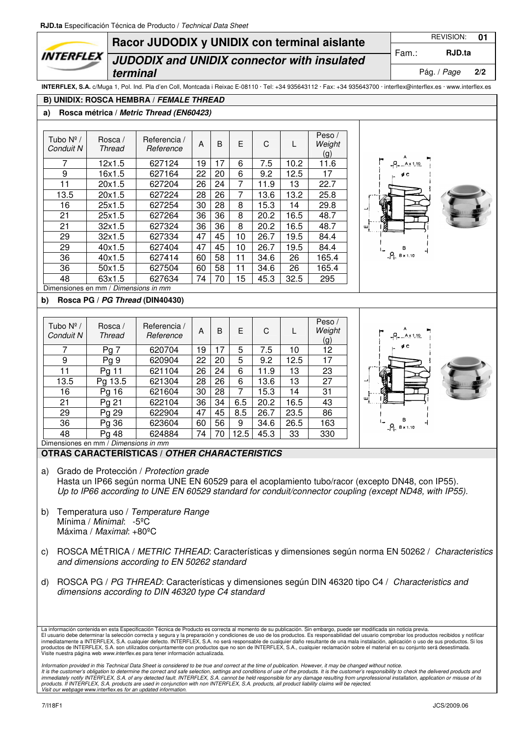## B) UNIDIX: ROSCA HEMBRA / *FEMALE THREAD*

### a) Rosca métrica / *Metric Thread (EN60423)*

| Tubo Nº / *Conduit N* | Rosca / *Thread* | Referencia / *Reference* | A | B | E | C | L | Peso / *Weight* (g) |
|---|---|---|---|---|---|---|---|---|
| 7 | 12x1.5 | 627124 | 19 | 17 | 6 | 7.5 | 10.2 | 11.6 |
| 9 | 16x1.5 | 627164 | 22 | 20 | 6 | 9.2 | 12.5 | 17 |
| 11 | 20x1.5 | 627204 | 26 | 24 | 7 | 11.9 | 13 | 22.7 |
| 13.5 | 20x1.5 | 627224 | 28 | 26 | 7 | 13.6 | 13.2 | 25.8 |
| 16 | 25x1.5 | 627254 | 30 | 28 | 8 | 15.3 | 14 | 29.8 |
| 21 | 25x1.5 | 627264 | 36 | 36 | 8 | 20.2 | 16.5 | 48.7 |
| 21 | 32x1.5 | 627324 | 36 | 36 | 8 | 20.2 | 16.5 | 48.7 |
| 29 | 32x1.5 | 627334 | 47 | 45 | 10 | 26.7 | 19.5 | 84.4 |
| 29 | 40x1.5 | 627404 | 47 | 45 | 10 | 26.7 | 19.5 | 84.4 |
| 36 | 40x1.5 | 627414 | 60 | 58 | 11 | 34.6 | 26 | 165.4 |
| 36 | 50x1.5 | 627504 | 60 | 58 | 11 | 34.6 | 26 | 165.4 |
| 48 | 63x1.5 | 627634 | 74 | 70 | 15 | 45.3 | 32.5 | 295 |

Dimensiones en mm / *Dimensions in mm*

A x 1.10
ø C
L
E
B
B x 1.10

### b) Rosca PG / *PG Thread* (DIN40430)

| Tubo Nº / *Conduit N* | Rosca / *Thread* | Referencia / *Reference* | A | B | E | C | L | Peso / *Weight* (g) |
|---|---|---|---|---|---|---|---|---|
| 7 | Pg 7 | 620704 | 19 | 17 | 5 | 7.5 | 10 | 12 |
| 9 | Pg 9 | 620904 | 22 | 20 | 5 | 9.2 | 12.5 | 17 |
| 11 | Pg 11 | 621104 | 26 | 24 | 6 | 11.9 | 13 | 23 |
| 13.5 | Pg 13.5 | 621304 | 28 | 26 | 6 | 13.6 | 13 | 27 |
| 16 | Pg 16 | 621604 | 30 | 28 | 7 | 15.3 | 14 | 31 |
| 21 | Pg 21 | 622104 | 36 | 34 | 6.5 | 20.2 | 16.5 | 43 |
| 29 | Pg 29 | 622904 | 47 | 45 | 8.5 | 26.7 | 23.5 | 86 |
| 36 | Pg 36 | 623604 | 60 | 56 | 9 | 34.6 | 26.5 | 163 |
| 48 | Pg 48 | 624884 | 74 | 70 | 12.5 | 45.3 | 33 | 330 |

Dimensiones en mm / *Dimensions in mm*

A x 1.10
ø C
L
E
B
B x 1.10

## OTRAS CARACTERÍSTICAS / *OTHER CHARACTERISTICS*

a) Grado de Protección / *Protection grade*
Hasta un IP66 según norma UNE EN 60529 para el acoplamiento tubo/racor (excepto DN48, con IP55).
*Up to IP66 according to UNE EN 60529 standard for conduit/connector coupling (except ND48, with IP55).*

b) Temperatura uso / *Temperature Range*
Mínima / *Minimal*: -5ºC
Máxima / *Maximal*: +80ºC

c) ROSCA MÉTRICA / *METRIC THREAD*: Características y dimensiones según norma EN 50262 / *Characteristics and dimensions according to EN 50262 standard*

d) ROSCA PG / *PG THREAD*: Características y dimensiones según DIN 46320 tipo C4 / *Characteristics and dimensions according to DIN 46320 type C4 standard*

La información contenida en esta Especificación Técnica de Producto es correcta al momento de su publicación. Sin embargo, puede ser modificada sin noticia previa.
El usuario debe determinar la selección correcta y segura y la preparación y condiciones de uso de los productos. Es responsabilidad del usuario comprobar los productos recibidos y notificar inmediatamente a INTERFLEX, S.A. cualquier defecto. INTERFLEX, S.A. no será responsable de cualquier daño resultante de una mala instalación, aplicación o uso de sus productos. Si los productos de INTERFLEX, S.A. son utilizados conjuntamente con productos que no son de INTERFLEX, S.A., cualquier reclamación sobre el material en su conjunto será desestimada.
Visite nuestra página web *www.interflex.es* para tener información actualizada.

*Information provided in this Technical Data Sheet is considered to be true and correct at the time of publication. However, it may be changed without notice.*
*It is the customer's obligation to determine the correct and safe selection, settings and conditions of use of the products. It is the customer's responsibility to check the delivered products and immediately notify INTERFLEX, S.A. of any detected fault. INTERFLEX, S.A. cannot be held responsible for any damage resulting from unprofessional installation, application or misuse of its products. If INTERFLEX, S.A. products are used in conjunction with non INTERFLEX, S.A. products, all product liability claims will be rejected.*
*Visit our webpage* www.interflex.es *for an updated information.*